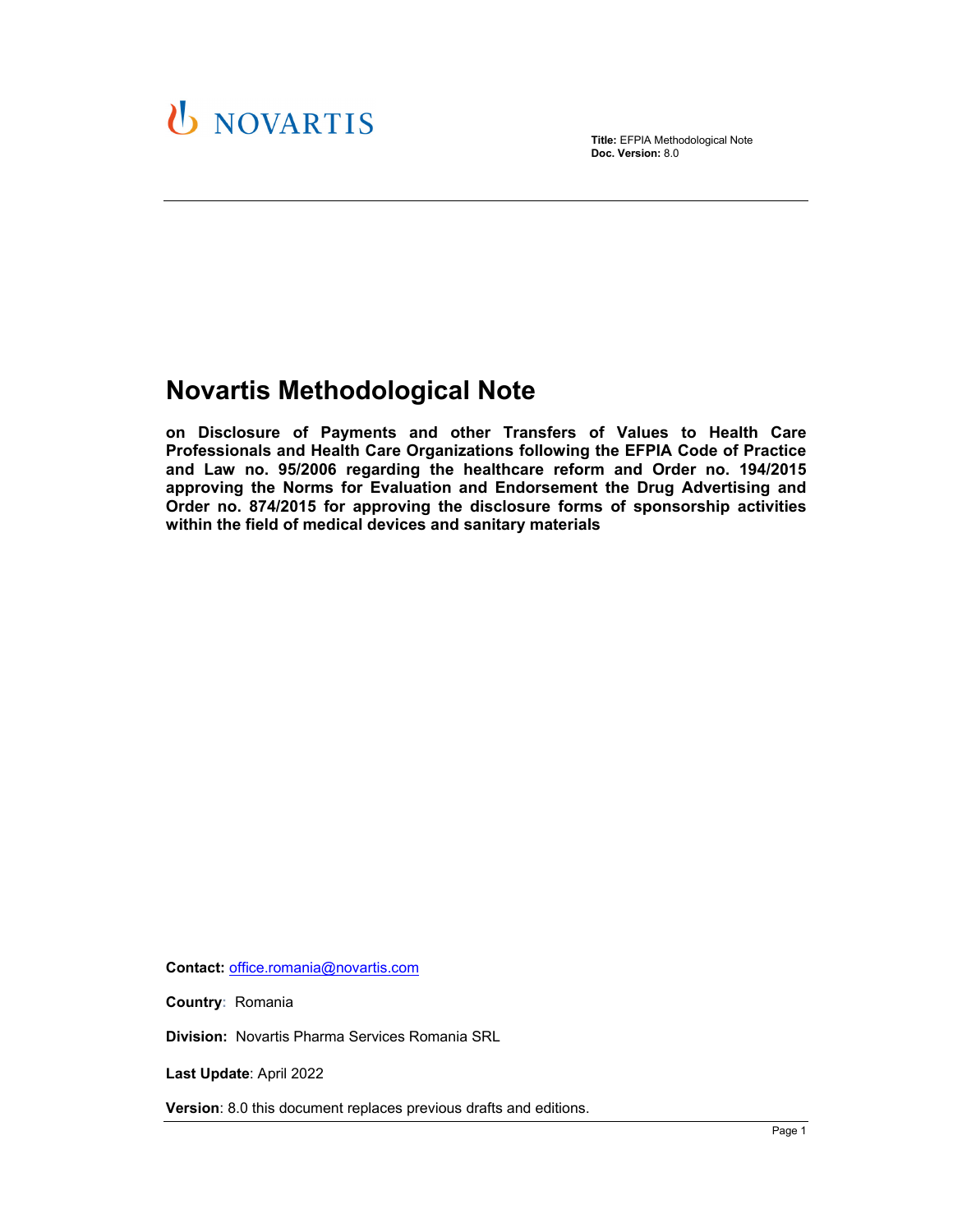NOVARTIS

**Title:** EFPIA Methodological Note
**Doc. Version:** 8.0

# Novartis Methodological Note

**on Disclosure of Payments and other Transfers of Values to Health Care Professionals and Health Care Organizations following the EFPIA Code of Practice and Law no. 95/2006 regarding the healthcare reform and Order no. 194/2015 approving the Norms for Evaluation and Endorsement the Drug Advertising and Order no. 874/2015 for approving the disclosure forms of sponsorship activities within the field of medical devices and sanitary materials**

**Contact:** office.romania@novartis.com

**Country**: Romania

**Division:** Novartis Pharma Services Romania SRL

**Last Update**: April 2022

**Version**: 8.0 this document replaces previous drafts and editions.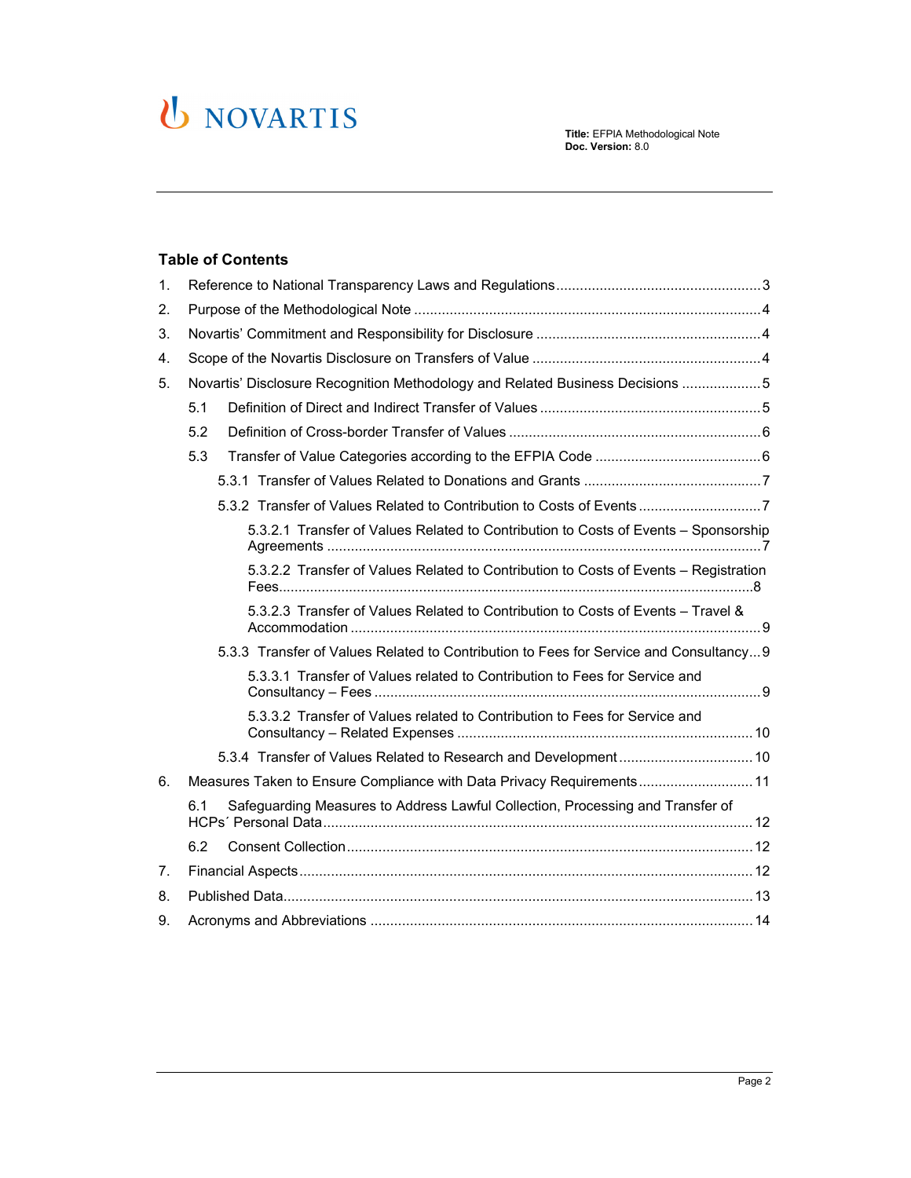## Table of Contents

1. Reference to National Transparency Laws and Regulations ... 3
2. Purpose of the Methodological Note ... 4
3. Novartis' Commitment and Responsibility for Disclosure ... 4
4. Scope of the Novartis Disclosure on Transfers of Value ... 4
5. Novartis' Disclosure Recognition Methodology and Related Business Decisions ... 5
   - 5.1 Definition of Direct and Indirect Transfer of Values ... 5
   - 5.2 Definition of Cross-border Transfer of Values ... 6
   - 5.3 Transfer of Value Categories according to the EFPIA Code ... 6
     - 5.3.1 Transfer of Values Related to Donations and Grants ... 7
     - 5.3.2 Transfer of Values Related to Contribution to Costs of Events ... 7
       - 5.3.2.1 Transfer of Values Related to Contribution to Costs of Events – Sponsorship Agreements ... 7
       - 5.3.2.2 Transfer of Values Related to Contribution to Costs of Events – Registration Fees ... 8
       - 5.3.2.3 Transfer of Values Related to Contribution to Costs of Events – Travel & Accommodation ... 9
     - 5.3.3 Transfer of Values Related to Contribution to Fees for Service and Consultancy ... 9
       - 5.3.3.1 Transfer of Values related to Contribution to Fees for Service and Consultancy – Fees ... 9
       - 5.3.3.2 Transfer of Values related to Contribution to Fees for Service and Consultancy – Related Expenses ... 10
     - 5.3.4 Transfer of Values Related to Research and Development ... 10
6. Measures Taken to Ensure Compliance with Data Privacy Requirements ... 11
   - 6.1 Safeguarding Measures to Address Lawful Collection, Processing and Transfer of HCPs´ Personal Data ... 12
   - 6.2 Consent Collection ... 12
7. Financial Aspects ... 12
8. Published Data ... 13
9. Acronyms and Abbreviations ... 14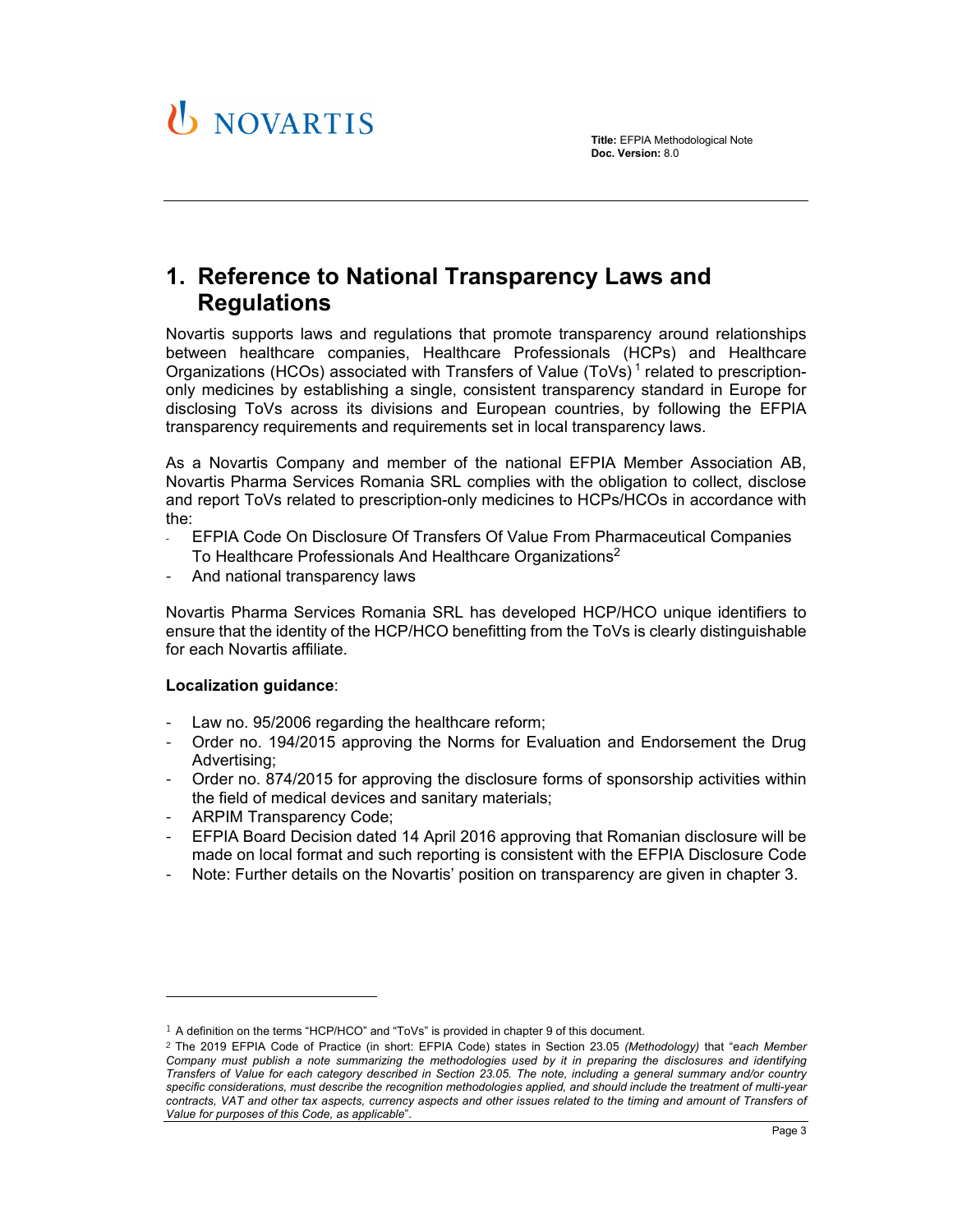# 1. Reference to National Transparency Laws and Regulations

Novartis supports laws and regulations that promote transparency around relationships between healthcare companies, Healthcare Professionals (HCPs) and Healthcare Organizations (HCOs) associated with Transfers of Value (ToVs) [1] related to prescription-only medicines by establishing a single, consistent transparency standard in Europe for disclosing ToVs across its divisions and European countries, by following the EFPIA transparency requirements and requirements set in local transparency laws.

As a Novartis Company and member of the national EFPIA Member Association AB, Novartis Pharma Services Romania SRL complies with the obligation to collect, disclose and report ToVs related to prescription-only medicines to HCPs/HCOs in accordance with the:

- EFPIA Code On Disclosure Of Transfers Of Value From Pharmaceutical Companies To Healthcare Professionals And Healthcare Organizations[2]
- And national transparency laws

Novartis Pharma Services Romania SRL has developed HCP/HCO unique identifiers to ensure that the identity of the HCP/HCO benefitting from the ToVs is clearly distinguishable for each Novartis affiliate.

**Localization guidance**:

- Law no. 95/2006 regarding the healthcare reform;
- Order no. 194/2015 approving the Norms for Evaluation and Endorsement the Drug Advertising;
- Order no. 874/2015 for approving the disclosure forms of sponsorship activities within the field of medical devices and sanitary materials;
- ARPIM Transparency Code;
- EFPIA Board Decision dated 14 April 2016 approving that Romanian disclosure will be made on local format and such reporting is consistent with the EFPIA Disclosure Code
- Note: Further details on the Novartis' position on transparency are given in chapter 3.

---

[1] A definition on the terms "HCP/HCO" and "ToVs" is provided in chapter 9 of this document.

[2] The 2019 EFPIA Code of Practice (in short: EFPIA Code) states in Section 23.05 *(Methodology)* that "*each Member Company must publish a note summarizing the methodologies used by it in preparing the disclosures and identifying Transfers of Value for each category described in Section 23.05. The note, including a general summary and/or country specific considerations, must describe the recognition methodologies applied, and should include the treatment of multi-year contracts, VAT and other tax aspects, currency aspects and other issues related to the timing and amount of Transfers of Value for purposes of this Code, as applicable*".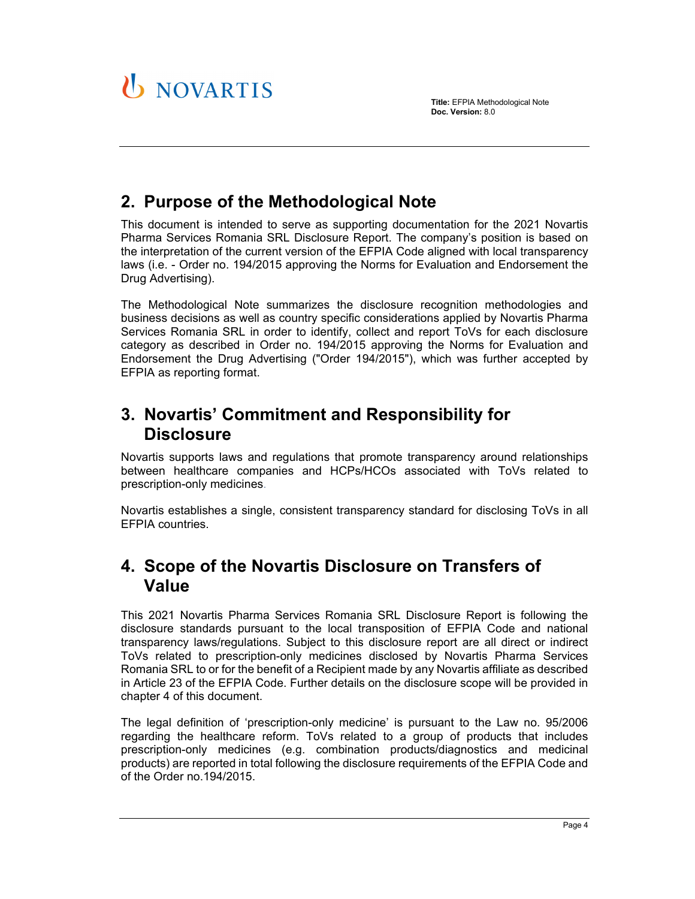## 2. Purpose of the Methodological Note

This document is intended to serve as supporting documentation for the 2021 Novartis Pharma Services Romania SRL Disclosure Report. The company's position is based on the interpretation of the current version of the EFPIA Code aligned with local transparency laws (i.e. - Order no. 194/2015 approving the Norms for Evaluation and Endorsement the Drug Advertising).

The Methodological Note summarizes the disclosure recognition methodologies and business decisions as well as country specific considerations applied by Novartis Pharma Services Romania SRL in order to identify, collect and report ToVs for each disclosure category as described in Order no. 194/2015 approving the Norms for Evaluation and Endorsement the Drug Advertising ("Order 194/2015"), which was further accepted by EFPIA as reporting format.

## 3. Novartis' Commitment and Responsibility for Disclosure

Novartis supports laws and regulations that promote transparency around relationships between healthcare companies and HCPs/HCOs associated with ToVs related to prescription-only medicines.

Novartis establishes a single, consistent transparency standard for disclosing ToVs in all EFPIA countries.

## 4. Scope of the Novartis Disclosure on Transfers of Value

This 2021 Novartis Pharma Services Romania SRL Disclosure Report is following the disclosure standards pursuant to the local transposition of EFPIA Code and national transparency laws/regulations. Subject to this disclosure report are all direct or indirect ToVs related to prescription-only medicines disclosed by Novartis Pharma Services Romania SRL to or for the benefit of a Recipient made by any Novartis affiliate as described in Article 23 of the EFPIA Code. Further details on the disclosure scope will be provided in chapter 4 of this document.

The legal definition of 'prescription-only medicine' is pursuant to the Law no. 95/2006 regarding the healthcare reform. ToVs related to a group of products that includes prescription-only medicines (e.g. combination products/diagnostics and medicinal products) are reported in total following the disclosure requirements of the EFPIA Code and of the Order no.194/2015.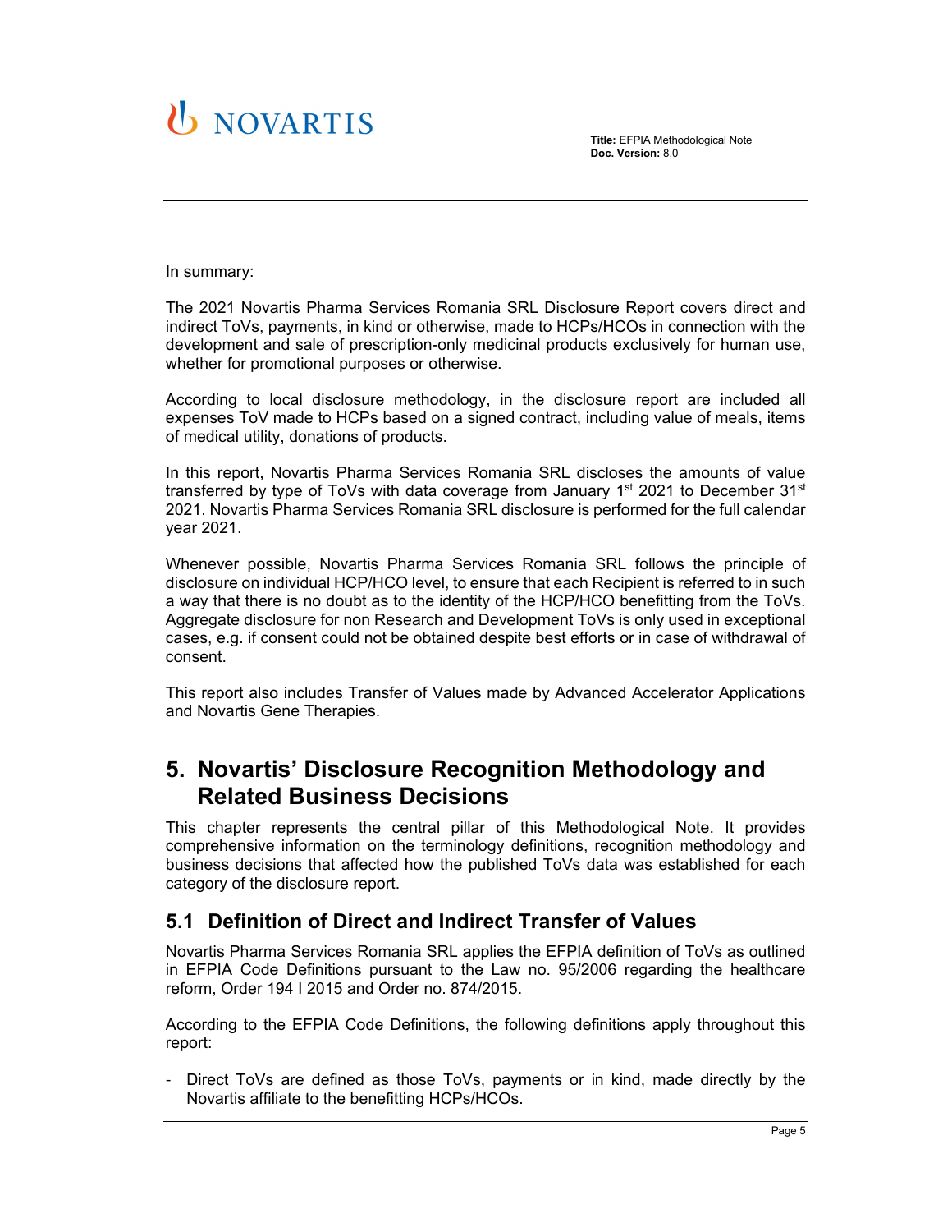In summary:

The 2021 Novartis Pharma Services Romania SRL Disclosure Report covers direct and indirect ToVs, payments, in kind or otherwise, made to HCPs/HCOs in connection with the development and sale of prescription-only medicinal products exclusively for human use, whether for promotional purposes or otherwise.

According to local disclosure methodology, in the disclosure report are included all expenses ToV made to HCPs based on a signed contract, including value of meals, items of medical utility, donations of products.

In this report, Novartis Pharma Services Romania SRL discloses the amounts of value transferred by type of ToVs with data coverage from January 1st 2021 to December 31st 2021. Novartis Pharma Services Romania SRL disclosure is performed for the full calendar year 2021.

Whenever possible, Novartis Pharma Services Romania SRL follows the principle of disclosure on individual HCP/HCO level, to ensure that each Recipient is referred to in such a way that there is no doubt as to the identity of the HCP/HCO benefitting from the ToVs. Aggregate disclosure for non Research and Development ToVs is only used in exceptional cases, e.g. if consent could not be obtained despite best efforts or in case of withdrawal of consent.

This report also includes Transfer of Values made by Advanced Accelerator Applications and Novartis Gene Therapies.

# 5. Novartis' Disclosure Recognition Methodology and Related Business Decisions

This chapter represents the central pillar of this Methodological Note. It provides comprehensive information on the terminology definitions, recognition methodology and business decisions that affected how the published ToVs data was established for each category of the disclosure report.

## 5.1 Definition of Direct and Indirect Transfer of Values

Novartis Pharma Services Romania SRL applies the EFPIA definition of ToVs as outlined in EFPIA Code Definitions pursuant to the Law no. 95/2006 regarding the healthcare reform, Order 194 I 2015 and Order no. 874/2015.

According to the EFPIA Code Definitions, the following definitions apply throughout this report:

- Direct ToVs are defined as those ToVs, payments or in kind, made directly by the Novartis affiliate to the benefitting HCPs/HCOs.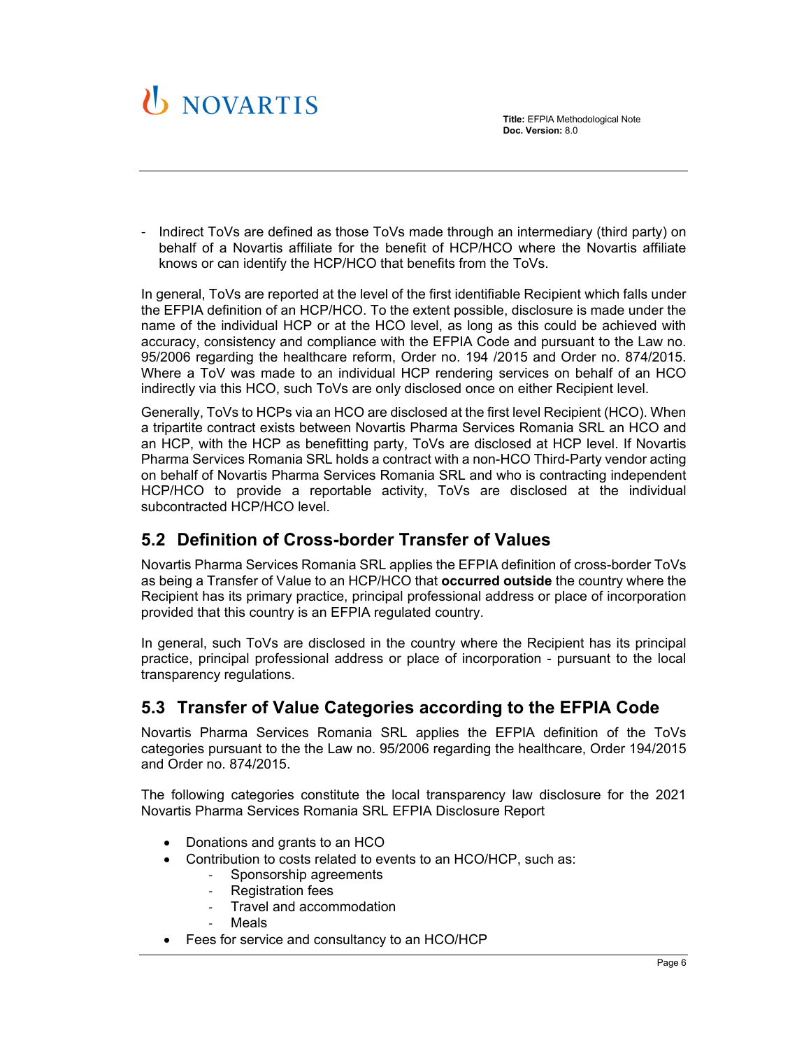- Indirect ToVs are defined as those ToVs made through an intermediary (third party) on behalf of a Novartis affiliate for the benefit of HCP/HCO where the Novartis affiliate knows or can identify the HCP/HCO that benefits from the ToVs.

In general, ToVs are reported at the level of the first identifiable Recipient which falls under the EFPIA definition of an HCP/HCO. To the extent possible, disclosure is made under the name of the individual HCP or at the HCO level, as long as this could be achieved with accuracy, consistency and compliance with the EFPIA Code and pursuant to the Law no. 95/2006 regarding the healthcare reform, Order no. 194 /2015 and Order no. 874/2015. Where a ToV was made to an individual HCP rendering services on behalf of an HCO indirectly via this HCO, such ToVs are only disclosed once on either Recipient level.

Generally, ToVs to HCPs via an HCO are disclosed at the first level Recipient (HCO). When a tripartite contract exists between Novartis Pharma Services Romania SRL an HCO and an HCP, with the HCP as benefitting party, ToVs are disclosed at HCP level. If Novartis Pharma Services Romania SRL holds a contract with a non-HCO Third-Party vendor acting on behalf of Novartis Pharma Services Romania SRL and who is contracting independent HCP/HCO to provide a reportable activity, ToVs are disclosed at the individual subcontracted HCP/HCO level.

## 5.2 Definition of Cross-border Transfer of Values

Novartis Pharma Services Romania SRL applies the EFPIA definition of cross-border ToVs as being a Transfer of Value to an HCP/HCO that **occurred outside** the country where the Recipient has its primary practice, principal professional address or place of incorporation provided that this country is an EFPIA regulated country.

In general, such ToVs are disclosed in the country where the Recipient has its principal practice, principal professional address or place of incorporation - pursuant to the local transparency regulations.

## 5.3 Transfer of Value Categories according to the EFPIA Code

Novartis Pharma Services Romania SRL applies the EFPIA definition of the ToVs categories pursuant to the the Law no. 95/2006 regarding the healthcare, Order 194/2015 and Order no. 874/2015.

The following categories constitute the local transparency law disclosure for the 2021 Novartis Pharma Services Romania SRL EFPIA Disclosure Report

- Donations and grants to an HCO
- Contribution to costs related to events to an HCO/HCP, such as:
  - Sponsorship agreements
  - Registration fees
  - Travel and accommodation
  - Meals
- Fees for service and consultancy to an HCO/HCP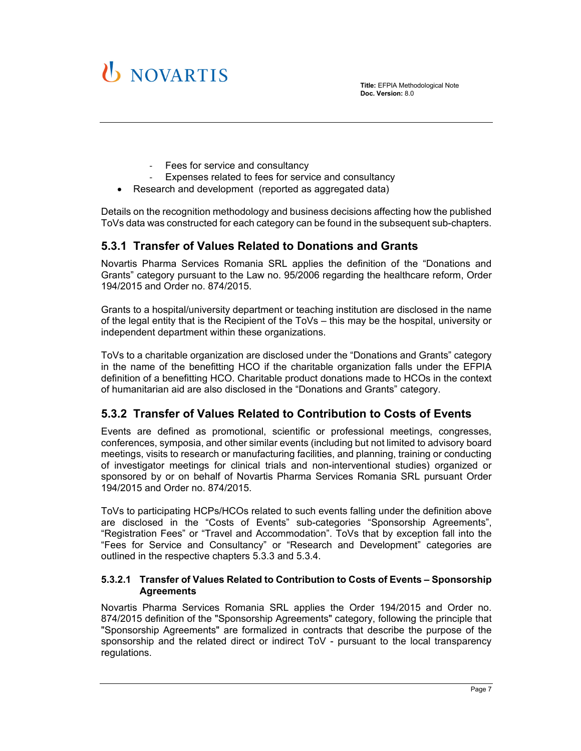- Fees for service and consultancy
  - Expenses related to fees for service and consultancy
- Research and development (reported as aggregated data)

Details on the recognition methodology and business decisions affecting how the published ToVs data was constructed for each category can be found in the subsequent sub-chapters.

## 5.3.1 Transfer of Values Related to Donations and Grants

Novartis Pharma Services Romania SRL applies the definition of the “Donations and Grants” category pursuant to the Law no. 95/2006 regarding the healthcare reform, Order 194/2015 and Order no. 874/2015.

Grants to a hospital/university department or teaching institution are disclosed in the name of the legal entity that is the Recipient of the ToVs – this may be the hospital, university or independent department within these organizations.

ToVs to a charitable organization are disclosed under the “Donations and Grants” category in the name of the benefitting HCO if the charitable organization falls under the EFPIA definition of a benefitting HCO. Charitable product donations made to HCOs in the context of humanitarian aid are also disclosed in the “Donations and Grants” category.

## 5.3.2 Transfer of Values Related to Contribution to Costs of Events

Events are defined as promotional, scientific or professional meetings, congresses, conferences, symposia, and other similar events (including but not limited to advisory board meetings, visits to research or manufacturing facilities, and planning, training or conducting of investigator meetings for clinical trials and non-interventional studies) organized or sponsored by or on behalf of Novartis Pharma Services Romania SRL pursuant Order 194/2015 and Order no. 874/2015.

ToVs to participating HCPs/HCOs related to such events falling under the definition above are disclosed in the “Costs of Events” sub-categories “Sponsorship Agreements”, “Registration Fees” or “Travel and Accommodation”. ToVs that by exception fall into the “Fees for Service and Consultancy” or “Research and Development” categories are outlined in the respective chapters 5.3.3 and 5.3.4.

### 5.3.2.1 Transfer of Values Related to Contribution to Costs of Events – Sponsorship Agreements

Novartis Pharma Services Romania SRL applies the Order 194/2015 and Order no. 874/2015 definition of the "Sponsorship Agreements" category, following the principle that "Sponsorship Agreements" are formalized in contracts that describe the purpose of the sponsorship and the related direct or indirect ToV - pursuant to the local transparency regulations.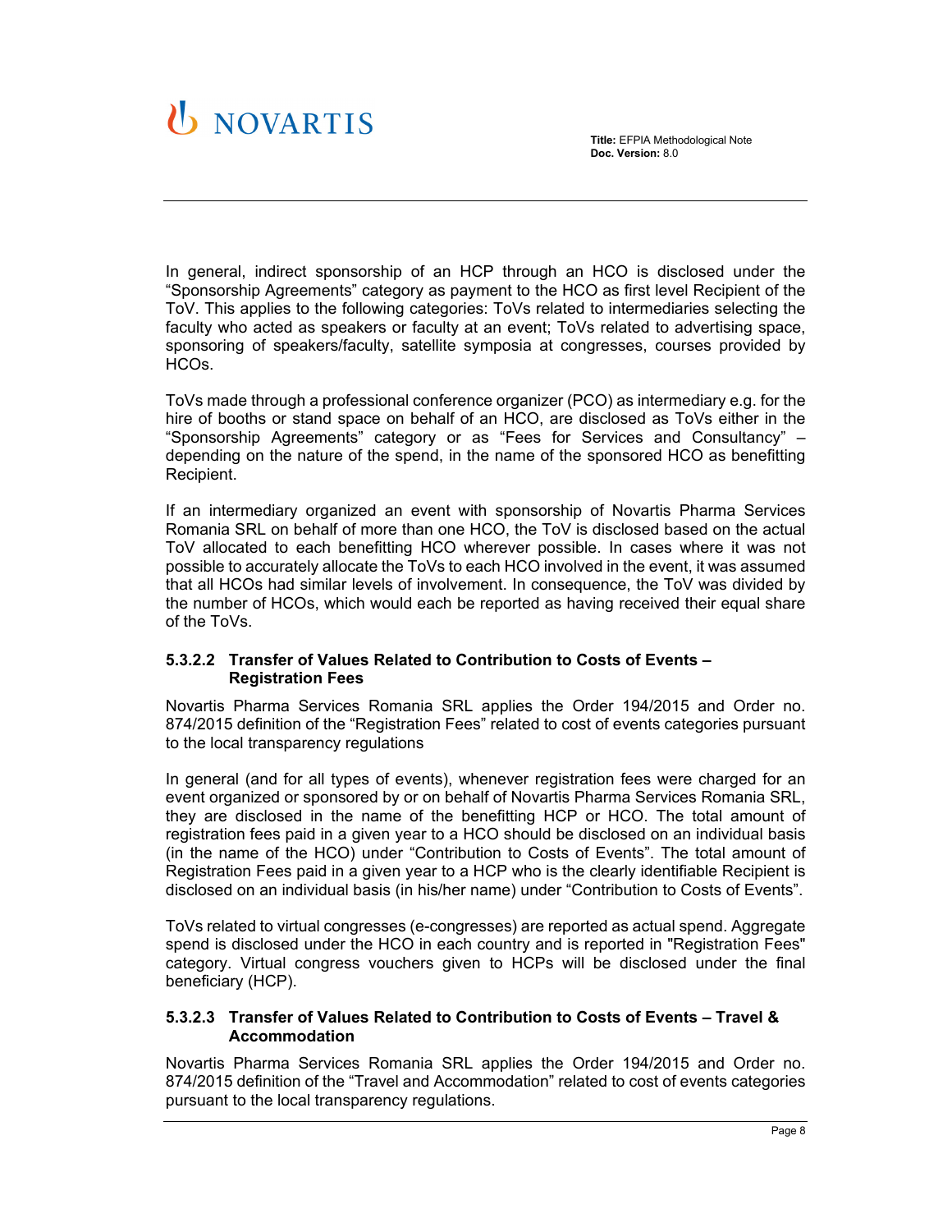In general, indirect sponsorship of an HCP through an HCO is disclosed under the "Sponsorship Agreements" category as payment to the HCO as first level Recipient of the ToV. This applies to the following categories: ToVs related to intermediaries selecting the faculty who acted as speakers or faculty at an event; ToVs related to advertising space, sponsoring of speakers/faculty, satellite symposia at congresses, courses provided by HCOs.

ToVs made through a professional conference organizer (PCO) as intermediary e.g. for the hire of booths or stand space on behalf of an HCO, are disclosed as ToVs either in the "Sponsorship Agreements" category or as "Fees for Services and Consultancy" – depending on the nature of the spend, in the name of the sponsored HCO as benefitting Recipient.

If an intermediary organized an event with sponsorship of Novartis Pharma Services Romania SRL on behalf of more than one HCO, the ToV is disclosed based on the actual ToV allocated to each benefitting HCO wherever possible. In cases where it was not possible to accurately allocate the ToVs to each HCO involved in the event, it was assumed that all HCOs had similar levels of involvement. In consequence, the ToV was divided by the number of HCOs, which would each be reported as having received their equal share of the ToVs.

#### 5.3.2.2 Transfer of Values Related to Contribution to Costs of Events – Registration Fees

Novartis Pharma Services Romania SRL applies the Order 194/2015 and Order no. 874/2015 definition of the "Registration Fees" related to cost of events categories pursuant to the local transparency regulations

In general (and for all types of events), whenever registration fees were charged for an event organized or sponsored by or on behalf of Novartis Pharma Services Romania SRL, they are disclosed in the name of the benefitting HCP or HCO. The total amount of registration fees paid in a given year to a HCO should be disclosed on an individual basis (in the name of the HCO) under "Contribution to Costs of Events". The total amount of Registration Fees paid in a given year to a HCP who is the clearly identifiable Recipient is disclosed on an individual basis (in his/her name) under "Contribution to Costs of Events".

ToVs related to virtual congresses (e-congresses) are reported as actual spend. Aggregate spend is disclosed under the HCO in each country and is reported in "Registration Fees" category. Virtual congress vouchers given to HCPs will be disclosed under the final beneficiary (HCP).

#### 5.3.2.3 Transfer of Values Related to Contribution to Costs of Events – Travel & Accommodation

Novartis Pharma Services Romania SRL applies the Order 194/2015 and Order no. 874/2015 definition of the "Travel and Accommodation" related to cost of events categories pursuant to the local transparency regulations.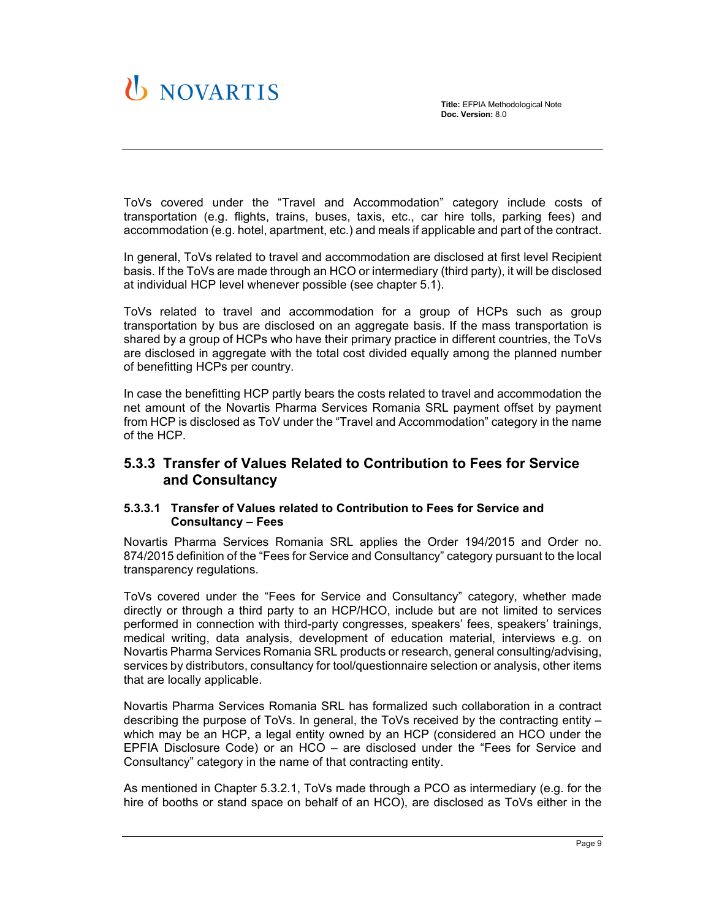ToVs covered under the "Travel and Accommodation" category include costs of transportation (e.g. flights, trains, buses, taxis, etc., car hire tolls, parking fees) and accommodation (e.g. hotel, apartment, etc.) and meals if applicable and part of the contract.

In general, ToVs related to travel and accommodation are disclosed at first level Recipient basis. If the ToVs are made through an HCO or intermediary (third party), it will be disclosed at individual HCP level whenever possible (see chapter 5.1).

ToVs related to travel and accommodation for a group of HCPs such as group transportation by bus are disclosed on an aggregate basis. If the mass transportation is shared by a group of HCPs who have their primary practice in different countries, the ToVs are disclosed in aggregate with the total cost divided equally among the planned number of benefitting HCPs per country.

In case the benefitting HCP partly bears the costs related to travel and accommodation the net amount of the Novartis Pharma Services Romania SRL payment offset by payment from HCP is disclosed as ToV under the "Travel and Accommodation" category in the name of the HCP.

## 5.3.3 Transfer of Values Related to Contribution to Fees for Service and Consultancy

### 5.3.3.1 Transfer of Values related to Contribution to Fees for Service and Consultancy – Fees

Novartis Pharma Services Romania SRL applies the Order 194/2015 and Order no. 874/2015 definition of the "Fees for Service and Consultancy" category pursuant to the local transparency regulations.

ToVs covered under the "Fees for Service and Consultancy" category, whether made directly or through a third party to an HCP/HCO, include but are not limited to services performed in connection with third-party congresses, speakers' fees, speakers' trainings, medical writing, data analysis, development of education material, interviews e.g. on Novartis Pharma Services Romania SRL products or research, general consulting/advising, services by distributors, consultancy for tool/questionnaire selection or analysis, other items that are locally applicable.

Novartis Pharma Services Romania SRL has formalized such collaboration in a contract describing the purpose of ToVs. In general, the ToVs received by the contracting entity – which may be an HCP, a legal entity owned by an HCP (considered an HCO under the EPFIA Disclosure Code) or an HCO – are disclosed under the "Fees for Service and Consultancy" category in the name of that contracting entity.

As mentioned in Chapter 5.3.2.1, ToVs made through a PCO as intermediary (e.g. for the hire of booths or stand space on behalf of an HCO), are disclosed as ToVs either in the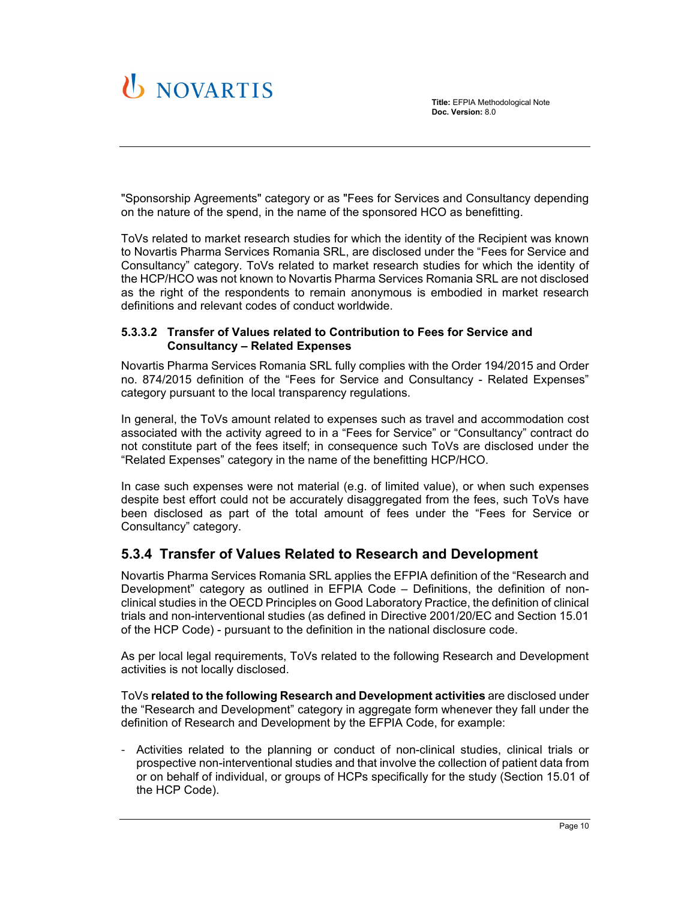"Sponsorship Agreements" category or as "Fees for Services and Consultancy depending on the nature of the spend, in the name of the sponsored HCO as benefitting.

ToVs related to market research studies for which the identity of the Recipient was known to Novartis Pharma Services Romania SRL, are disclosed under the "Fees for Service and Consultancy" category. ToVs related to market research studies for which the identity of the HCP/HCO was not known to Novartis Pharma Services Romania SRL are not disclosed as the right of the respondents to remain anonymous is embodied in market research definitions and relevant codes of conduct worldwide.

#### 5.3.3.2 Transfer of Values related to Contribution to Fees for Service and Consultancy – Related Expenses

Novartis Pharma Services Romania SRL fully complies with the Order 194/2015 and Order no. 874/2015 definition of the "Fees for Service and Consultancy - Related Expenses" category pursuant to the local transparency regulations.

In general, the ToVs amount related to expenses such as travel and accommodation cost associated with the activity agreed to in a "Fees for Service" or "Consultancy" contract do not constitute part of the fees itself; in consequence such ToVs are disclosed under the "Related Expenses" category in the name of the benefitting HCP/HCO.

In case such expenses were not material (e.g. of limited value), or when such expenses despite best effort could not be accurately disaggregated from the fees, such ToVs have been disclosed as part of the total amount of fees under the "Fees for Service or Consultancy" category.

### 5.3.4 Transfer of Values Related to Research and Development

Novartis Pharma Services Romania SRL applies the EFPIA definition of the "Research and Development" category as outlined in EFPIA Code – Definitions, the definition of non-clinical studies in the OECD Principles on Good Laboratory Practice, the definition of clinical trials and non-interventional studies (as defined in Directive 2001/20/EC and Section 15.01 of the HCP Code) - pursuant to the definition in the national disclosure code.

As per local legal requirements, ToVs related to the following Research and Development activities is not locally disclosed.

ToVs **related to the following Research and Development activities** are disclosed under the "Research and Development" category in aggregate form whenever they fall under the definition of Research and Development by the EFPIA Code, for example:

- Activities related to the planning or conduct of non-clinical studies, clinical trials or prospective non-interventional studies and that involve the collection of patient data from or on behalf of individual, or groups of HCPs specifically for the study (Section 15.01 of the HCP Code).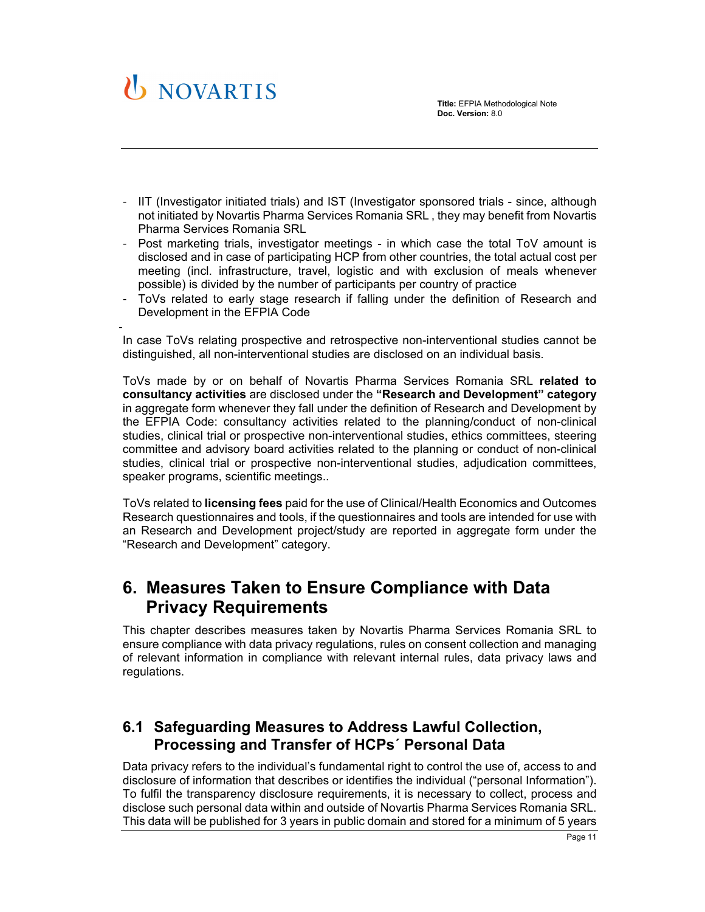- IIT (Investigator initiated trials) and IST (Investigator sponsored trials - since, although not initiated by Novartis Pharma Services Romania SRL , they may benefit from Novartis Pharma Services Romania SRL
- Post marketing trials, investigator meetings - in which case the total ToV amount is disclosed and in case of participating HCP from other countries, the total actual cost per meeting (incl. infrastructure, travel, logistic and with exclusion of meals whenever possible) is divided by the number of participants per country of practice
- ToVs related to early stage research if falling under the definition of Research and Development in the EFPIA Code
-

In case ToVs relating prospective and retrospective non-interventional studies cannot be distinguished, all non-interventional studies are disclosed on an individual basis.

ToVs made by or on behalf of Novartis Pharma Services Romania SRL **related to consultancy activities** are disclosed under the **"Research and Development" category** in aggregate form whenever they fall under the definition of Research and Development by the EFPIA Code: consultancy activities related to the planning/conduct of non-clinical studies, clinical trial or prospective non-interventional studies, ethics committees, steering committee and advisory board activities related to the planning or conduct of non-clinical studies, clinical trial or prospective non-interventional studies, adjudication committees, speaker programs, scientific meetings..

ToVs related to **licensing fees** paid for the use of Clinical/Health Economics and Outcomes Research questionnaires and tools, if the questionnaires and tools are intended for use with an Research and Development project/study are reported in aggregate form under the "Research and Development" category.

# 6. Measures Taken to Ensure Compliance with Data Privacy Requirements

This chapter describes measures taken by Novartis Pharma Services Romania SRL to ensure compliance with data privacy regulations, rules on consent collection and managing of relevant information in compliance with relevant internal rules, data privacy laws and regulations.

## 6.1 Safeguarding Measures to Address Lawful Collection, Processing and Transfer of HCPs´ Personal Data

Data privacy refers to the individual's fundamental right to control the use of, access to and disclosure of information that describes or identifies the individual ("personal Information"). To fulfil the transparency disclosure requirements, it is necessary to collect, process and disclose such personal data within and outside of Novartis Pharma Services Romania SRL. This data will be published for 3 years in public domain and stored for a minimum of 5 years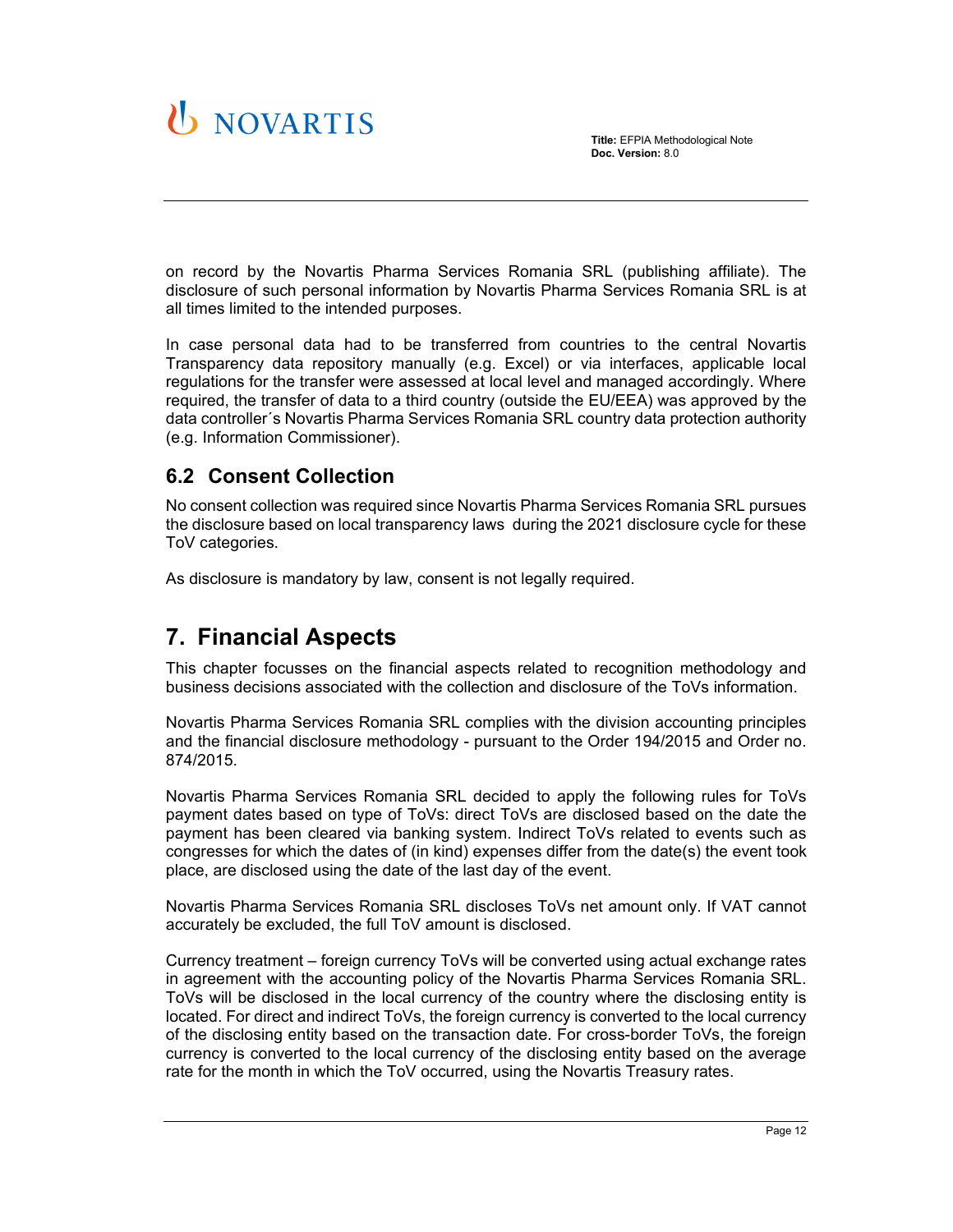on record by the Novartis Pharma Services Romania SRL (publishing affiliate). The disclosure of such personal information by Novartis Pharma Services Romania SRL is at all times limited to the intended purposes.

In case personal data had to be transferred from countries to the central Novartis Transparency data repository manually (e.g. Excel) or via interfaces, applicable local regulations for the transfer were assessed at local level and managed accordingly. Where required, the transfer of data to a third country (outside the EU/EEA) was approved by the data controller´s Novartis Pharma Services Romania SRL country data protection authority (e.g. Information Commissioner).

## 6.2 Consent Collection

No consent collection was required since Novartis Pharma Services Romania SRL pursues the disclosure based on local transparency laws during the 2021 disclosure cycle for these ToV categories.

As disclosure is mandatory by law, consent is not legally required.

# 7. Financial Aspects

This chapter focusses on the financial aspects related to recognition methodology and business decisions associated with the collection and disclosure of the ToVs information.

Novartis Pharma Services Romania SRL complies with the division accounting principles and the financial disclosure methodology - pursuant to the Order 194/2015 and Order no. 874/2015.

Novartis Pharma Services Romania SRL decided to apply the following rules for ToVs payment dates based on type of ToVs: direct ToVs are disclosed based on the date the payment has been cleared via banking system. Indirect ToVs related to events such as congresses for which the dates of (in kind) expenses differ from the date(s) the event took place, are disclosed using the date of the last day of the event.

Novartis Pharma Services Romania SRL discloses ToVs net amount only. If VAT cannot accurately be excluded, the full ToV amount is disclosed.

Currency treatment – foreign currency ToVs will be converted using actual exchange rates in agreement with the accounting policy of the Novartis Pharma Services Romania SRL. ToVs will be disclosed in the local currency of the country where the disclosing entity is located. For direct and indirect ToVs, the foreign currency is converted to the local currency of the disclosing entity based on the transaction date. For cross-border ToVs, the foreign currency is converted to the local currency of the disclosing entity based on the average rate for the month in which the ToV occurred, using the Novartis Treasury rates.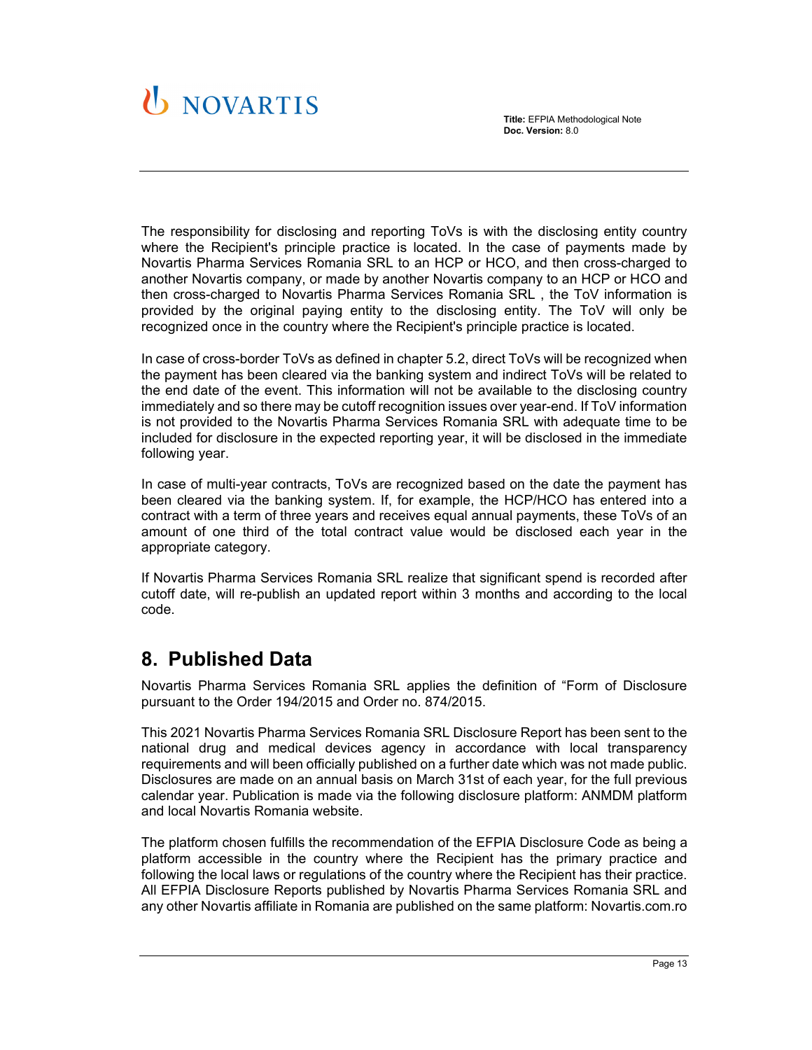The responsibility for disclosing and reporting ToVs is with the disclosing entity country where the Recipient's principle practice is located. In the case of payments made by Novartis Pharma Services Romania SRL to an HCP or HCO, and then cross-charged to another Novartis company, or made by another Novartis company to an HCP or HCO and then cross-charged to Novartis Pharma Services Romania SRL , the ToV information is provided by the original paying entity to the disclosing entity. The ToV will only be recognized once in the country where the Recipient's principle practice is located.

In case of cross-border ToVs as defined in chapter 5.2, direct ToVs will be recognized when the payment has been cleared via the banking system and indirect ToVs will be related to the end date of the event. This information will not be available to the disclosing country immediately and so there may be cutoff recognition issues over year-end. If ToV information is not provided to the Novartis Pharma Services Romania SRL with adequate time to be included for disclosure in the expected reporting year, it will be disclosed in the immediate following year.

In case of multi-year contracts, ToVs are recognized based on the date the payment has been cleared via the banking system. If, for example, the HCP/HCO has entered into a contract with a term of three years and receives equal annual payments, these ToVs of an amount of one third of the total contract value would be disclosed each year in the appropriate category.

If Novartis Pharma Services Romania SRL realize that significant spend is recorded after cutoff date, will re-publish an updated report within 3 months and according to the local code.

# 8. Published Data

Novartis Pharma Services Romania SRL applies the definition of "Form of Disclosure pursuant to the Order 194/2015 and Order no. 874/2015.

This 2021 Novartis Pharma Services Romania SRL Disclosure Report has been sent to the national drug and medical devices agency in accordance with local transparency requirements and will been officially published on a further date which was not made public. Disclosures are made on an annual basis on March 31st of each year, for the full previous calendar year. Publication is made via the following disclosure platform: ANMDM platform and local Novartis Romania website.

The platform chosen fulfills the recommendation of the EFPIA Disclosure Code as being a platform accessible in the country where the Recipient has the primary practice and following the local laws or regulations of the country where the Recipient has their practice. All EFPIA Disclosure Reports published by Novartis Pharma Services Romania SRL and any other Novartis affiliate in Romania are published on the same platform: Novartis.com.ro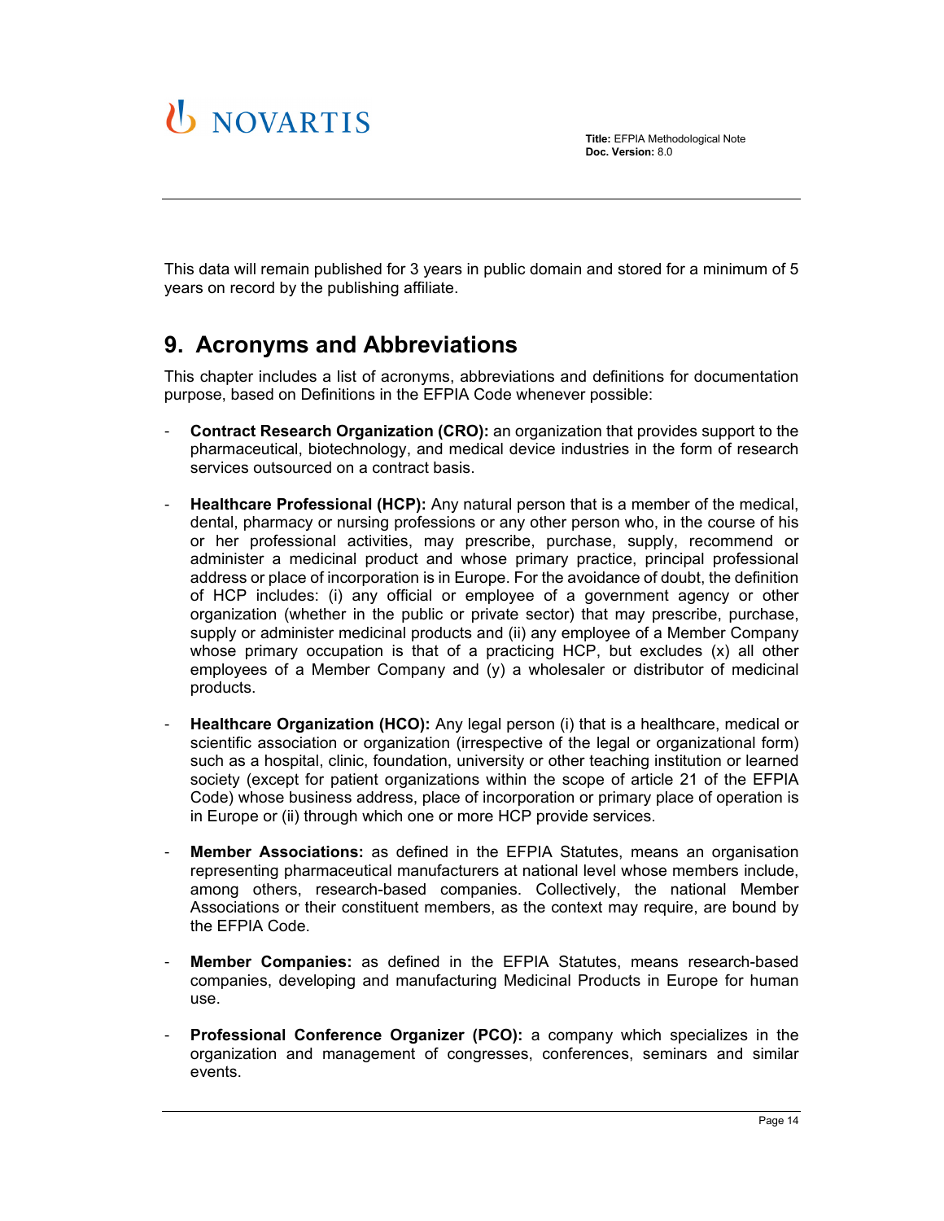This data will remain published for 3 years in public domain and stored for a minimum of 5 years on record by the publishing affiliate.

## 9. Acronyms and Abbreviations

This chapter includes a list of acronyms, abbreviations and definitions for documentation purpose, based on Definitions in the EFPIA Code whenever possible:

- **Contract Research Organization (CRO):** an organization that provides support to the pharmaceutical, biotechnology, and medical device industries in the form of research services outsourced on a contract basis.

- **Healthcare Professional (HCP):** Any natural person that is a member of the medical, dental, pharmacy or nursing professions or any other person who, in the course of his or her professional activities, may prescribe, purchase, supply, recommend or administer a medicinal product and whose primary practice, principal professional address or place of incorporation is in Europe. For the avoidance of doubt, the definition of HCP includes: (i) any official or employee of a government agency or other organization (whether in the public or private sector) that may prescribe, purchase, supply or administer medicinal products and (ii) any employee of a Member Company whose primary occupation is that of a practicing HCP, but excludes (x) all other employees of a Member Company and (y) a wholesaler or distributor of medicinal products.

- **Healthcare Organization (HCO):** Any legal person (i) that is a healthcare, medical or scientific association or organization (irrespective of the legal or organizational form) such as a hospital, clinic, foundation, university or other teaching institution or learned society (except for patient organizations within the scope of article 21 of the EFPIA Code) whose business address, place of incorporation or primary place of operation is in Europe or (ii) through which one or more HCP provide services.

- **Member Associations:** as defined in the EFPIA Statutes, means an organisation representing pharmaceutical manufacturers at national level whose members include, among others, research-based companies. Collectively, the national Member Associations or their constituent members, as the context may require, are bound by the EFPIA Code.

- **Member Companies:** as defined in the EFPIA Statutes, means research-based companies, developing and manufacturing Medicinal Products in Europe for human use.

- **Professional Conference Organizer (PCO):** a company which specializes in the organization and management of congresses, conferences, seminars and similar events.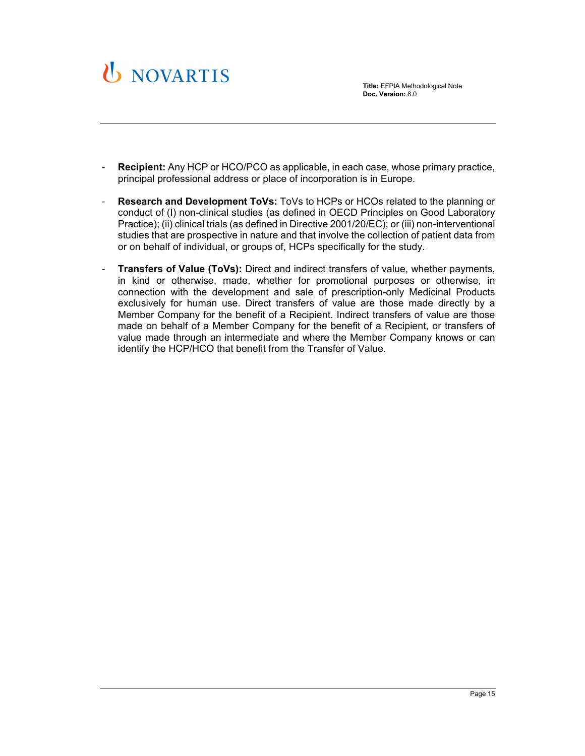- **Recipient:** Any HCP or HCO/PCO as applicable, in each case, whose primary practice, principal professional address or place of incorporation is in Europe.

- **Research and Development ToVs:** ToVs to HCPs or HCOs related to the planning or conduct of (I) non-clinical studies (as defined in OECD Principles on Good Laboratory Practice); (ii) clinical trials (as defined in Directive 2001/20/EC); or (iii) non-interventional studies that are prospective in nature and that involve the collection of patient data from or on behalf of individual, or groups of, HCPs specifically for the study.

- **Transfers of Value (ToVs):** Direct and indirect transfers of value, whether payments, in kind or otherwise, made, whether for promotional purposes or otherwise, in connection with the development and sale of prescription-only Medicinal Products exclusively for human use. Direct transfers of value are those made directly by a Member Company for the benefit of a Recipient. Indirect transfers of value are those made on behalf of a Member Company for the benefit of a Recipient, or transfers of value made through an intermediate and where the Member Company knows or can identify the HCP/HCO that benefit from the Transfer of Value.